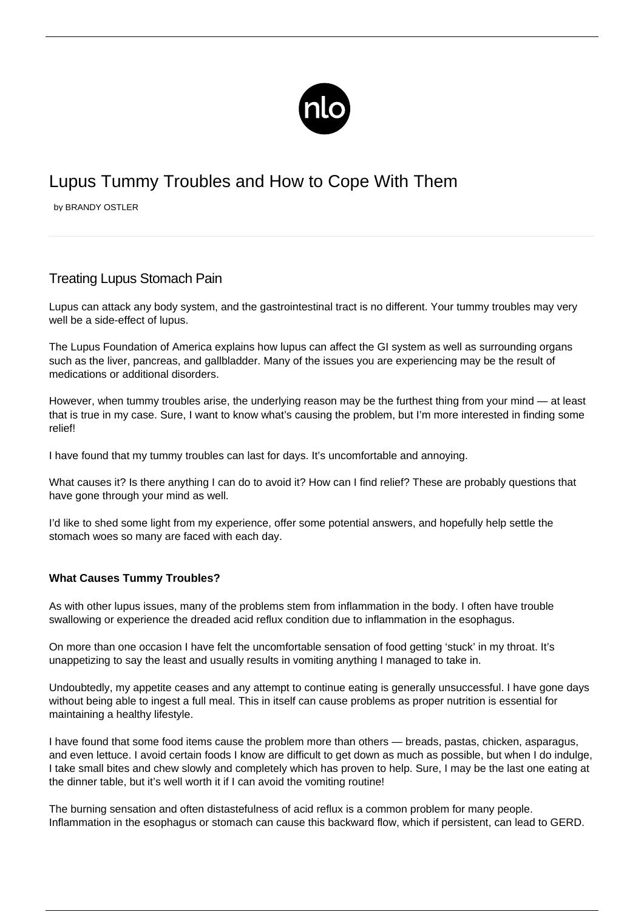# Lupus Tummy Troubles and How to Cope With Them

by BRANDY OSTLER

## Treating Lupus Stomach Pain

Lupus can attack any body system, and the gastrointestinal tract is no different. Your tummy troubles may very well be a side-effect of lupus.

The Lupus Foundation of America explains how lupus can affect the GI system as well as surrounding organs such as the liver, pancreas, and gallbladder. Many of the issues you are experiencing may be the result of medications or additional disorders.

However, when tummy troubles arise, the underlying reason may be the furthest thing from your mind — at least that is true in my case. Sure, I want to know what's causing the problem, but I'm more interested in finding some relief!

I have found that my tummy troubles can last for days. It's uncomfortable and annoying.

What causes it? Is there anything I can do to avoid it? How can I find relief? These are probably questions that have gone through your mind as well.

I'd like to shed some light from my experience, offer some potential answers, and hopefully help settle the stomach woes so many are faced with each day.

**What Causes Tummy Troubles?**

As with other lupus issues, many of the problems stem from inflammation in the body. I often have trouble swallowing or experience the dreaded acid reflux condition due to inflammation in the esophagus.

On more than one occasion I have felt the uncomfortable sensation of food getting 'stuck' in my throat. It's unappetizing to say the least and usually results in vomiting anything I managed to take in.

Undoubtedly, my appetite ceases and any attempt to continue eating is generally unsuccessful. I have gone days without being able to ingest a full meal. This in itself can cause problems as proper nutrition is essential for maintaining a healthy lifestyle.

I have found that some food items cause the problem more than others — breads, pastas, chicken, asparagus, and even lettuce. I avoid certain foods I know are difficult to get down as much as possible, but when I do indulge, I take small bites and chew slowly and completely which has proven to help. Sure, I may be the last one eating at the dinner table, but it's well worth it if I can avoid the vomiting routine!

The burning sensation and often distastefulness of acid reflux is a common problem for many people. Inflammation in the esophagus or stomach can cause this backward flow, which if persistent, can lead to GERD.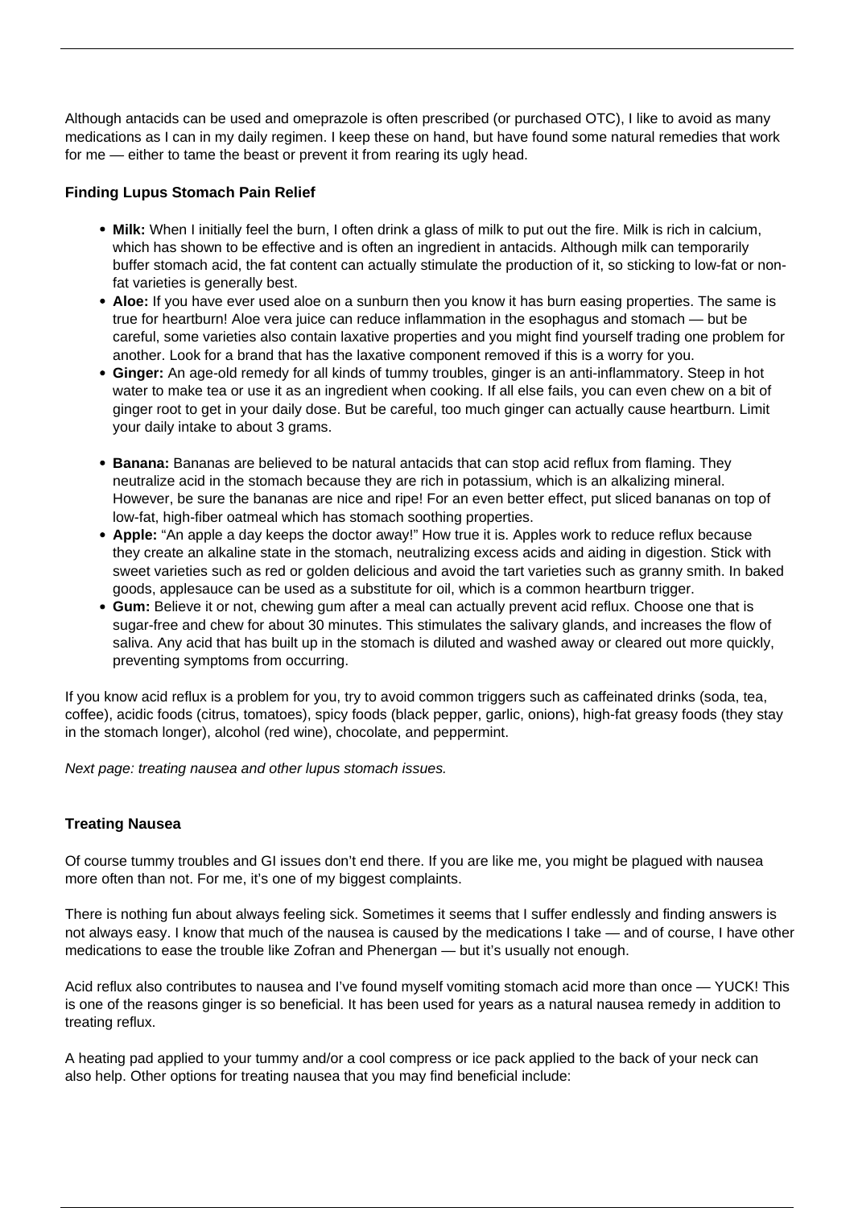Although antacids can be used and omeprazole is often prescribed (or purchased OTC), I like to avoid as many medications as I can in my daily regimen. I keep these on hand, but have found some natural remedies that work for me — either to tame the beast or prevent it from rearing its ugly head.

### Finding Lupus Stomach Pain Relief

- **Milk:** When I initially feel the burn, I often drink a glass of milk to put out the fire. Milk is rich in calcium, which has shown to be effective and is often an ingredient in antacids. Although milk can temporarily buffer stomach acid, the fat content can actually stimulate the production of it, so sticking to low-fat or non-fat varieties is generally best.
- **Aloe:** If you have ever used aloe on a sunburn then you know it has burn easing properties. The same is true for heartburn! Aloe vera juice can reduce inflammation in the esophagus and stomach — but be careful, some varieties also contain laxative properties and you might find yourself trading one problem for another. Look for a brand that has the laxative component removed if this is a worry for you.
- **Ginger:** An age-old remedy for all kinds of tummy troubles, ginger is an anti-inflammatory. Steep in hot water to make tea or use it as an ingredient when cooking. If all else fails, you can even chew on a bit of ginger root to get in your daily dose. But be careful, too much ginger can actually cause heartburn. Limit your daily intake to about 3 grams.
- **Banana:** Bananas are believed to be natural antacids that can stop acid reflux from flaming. They neutralize acid in the stomach because they are rich in potassium, which is an alkalizing mineral. However, be sure the bananas are nice and ripe! For an even better effect, put sliced bananas on top of low-fat, high-fiber oatmeal which has stomach soothing properties.
- **Apple:** "An apple a day keeps the doctor away!" How true it is. Apples work to reduce reflux because they create an alkaline state in the stomach, neutralizing excess acids and aiding in digestion. Stick with sweet varieties such as red or golden delicious and avoid the tart varieties such as granny smith. In baked goods, applesauce can be used as a substitute for oil, which is a common heartburn trigger.
- **Gum:** Believe it or not, chewing gum after a meal can actually prevent acid reflux. Choose one that is sugar-free and chew for about 30 minutes. This stimulates the salivary glands, and increases the flow of saliva. Any acid that has built up in the stomach is diluted and washed away or cleared out more quickly, preventing symptoms from occurring.

If you know acid reflux is a problem for you, try to avoid common triggers such as caffeinated drinks (soda, tea, coffee), acidic foods (citrus, tomatoes), spicy foods (black pepper, garlic, onions), high-fat greasy foods (they stay in the stomach longer), alcohol (red wine), chocolate, and peppermint.

*Next page: treating nausea and other lupus stomach issues.*

### Treating Nausea

Of course tummy troubles and GI issues don't end there. If you are like me, you might be plagued with nausea more often than not. For me, it's one of my biggest complaints.

There is nothing fun about always feeling sick. Sometimes it seems that I suffer endlessly and finding answers is not always easy. I know that much of the nausea is caused by the medications I take — and of course, I have other medications to ease the trouble like Zofran and Phenergan — but it's usually not enough.

Acid reflux also contributes to nausea and I've found myself vomiting stomach acid more than once — YUCK! This is one of the reasons ginger is so beneficial. It has been used for years as a natural nausea remedy in addition to treating reflux.

A heating pad applied to your tummy and/or a cool compress or ice pack applied to the back of your neck can also help. Other options for treating nausea that you may find beneficial include: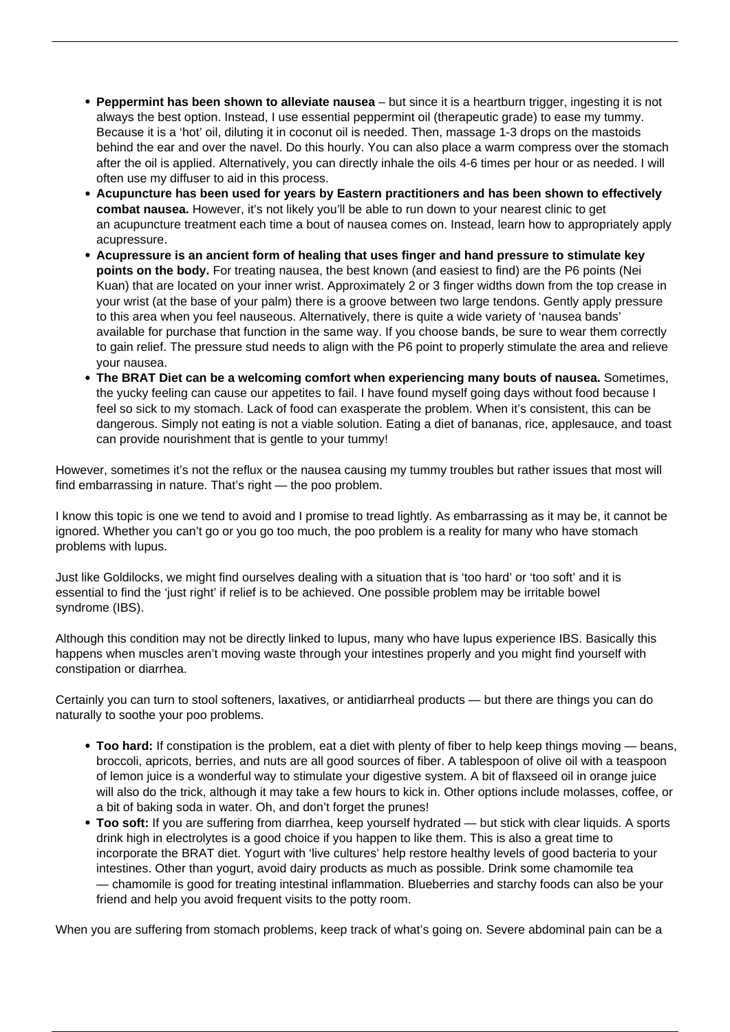- **Peppermint has been shown to alleviate nausea** – but since it is a heartburn trigger, ingesting it is not always the best option. Instead, I use essential peppermint oil (therapeutic grade) to ease my tummy. Because it is a 'hot' oil, diluting it in coconut oil is needed. Then, massage 1-3 drops on the mastoids behind the ear and over the navel. Do this hourly. You can also place a warm compress over the stomach after the oil is applied. Alternatively, you can directly inhale the oils 4-6 times per hour or as needed. I will often use my diffuser to aid in this process.
- **Acupuncture has been used for years by Eastern practitioners and has been shown to effectively combat nausea.** However, it's not likely you'll be able to run down to your nearest clinic to get an acupuncture treatment each time a bout of nausea comes on. Instead, learn how to appropriately apply acupressure.
- **Acupressure is an ancient form of healing that uses finger and hand pressure to stimulate key points on the body.** For treating nausea, the best known (and easiest to find) are the P6 points (Nei Kuan) that are located on your inner wrist. Approximately 2 or 3 finger widths down from the top crease in your wrist (at the base of your palm) there is a groove between two large tendons. Gently apply pressure to this area when you feel nauseous. Alternatively, there is quite a wide variety of 'nausea bands' available for purchase that function in the same way. If you choose bands, be sure to wear them correctly to gain relief. The pressure stud needs to align with the P6 point to properly stimulate the area and relieve your nausea.
- **The BRAT Diet can be a welcoming comfort when experiencing many bouts of nausea.** Sometimes, the yucky feeling can cause our appetites to fail. I have found myself going days without food because I feel so sick to my stomach. Lack of food can exasperate the problem. When it's consistent, this can be dangerous. Simply not eating is not a viable solution. Eating a diet of bananas, rice, applesauce, and toast can provide nourishment that is gentle to your tummy!

However, sometimes it's not the reflux or the nausea causing my tummy troubles but rather issues that most will find embarrassing in nature. That's right — the poo problem.

I know this topic is one we tend to avoid and I promise to tread lightly. As embarrassing as it may be, it cannot be ignored. Whether you can't go or you go too much, the poo problem is a reality for many who have stomach problems with lupus.

Just like Goldilocks, we might find ourselves dealing with a situation that is 'too hard' or 'too soft' and it is essential to find the 'just right' if relief is to be achieved. One possible problem may be irritable bowel syndrome (IBS).

Although this condition may not be directly linked to lupus, many who have lupus experience IBS. Basically this happens when muscles aren't moving waste through your intestines properly and you might find yourself with constipation or diarrhea.

Certainly you can turn to stool softeners, laxatives, or antidiarrheal products — but there are things you can do naturally to soothe your poo problems.

- **Too hard:** If constipation is the problem, eat a diet with plenty of fiber to help keep things moving — beans, broccoli, apricots, berries, and nuts are all good sources of fiber. A tablespoon of olive oil with a teaspoon of lemon juice is a wonderful way to stimulate your digestive system. A bit of flaxseed oil in orange juice will also do the trick, although it may take a few hours to kick in. Other options include molasses, coffee, or a bit of baking soda in water. Oh, and don't forget the prunes!
- **Too soft:** If you are suffering from diarrhea, keep yourself hydrated — but stick with clear liquids. A sports drink high in electrolytes is a good choice if you happen to like them. This is also a great time to incorporate the BRAT diet. Yogurt with 'live cultures' help restore healthy levels of good bacteria to your intestines. Other than yogurt, avoid dairy products as much as possible. Drink some chamomile tea — chamomile is good for treating intestinal inflammation. Blueberries and starchy foods can also be your friend and help you avoid frequent visits to the potty room.

When you are suffering from stomach problems, keep track of what's going on. Severe abdominal pain can be a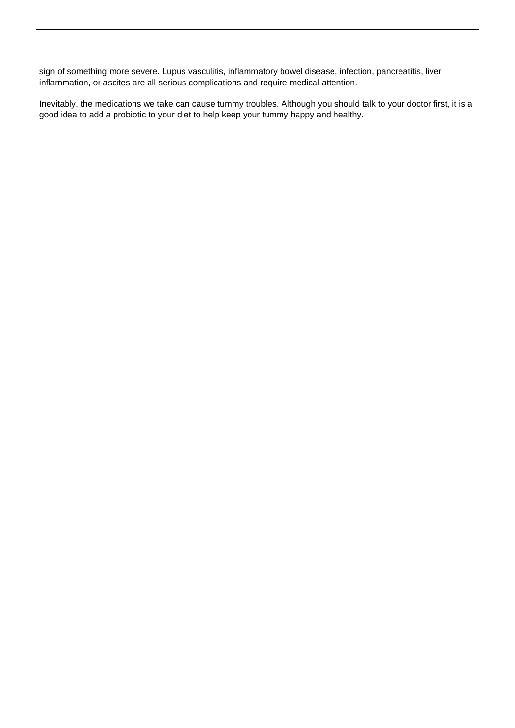sign of something more severe. Lupus vasculitis, inflammatory bowel disease, infection, pancreatitis, liver inflammation, or ascites are all serious complications and require medical attention.

Inevitably, the medications we take can cause tummy troubles. Although you should talk to your doctor first, it is a good idea to add a probiotic to your diet to help keep your tummy happy and healthy.